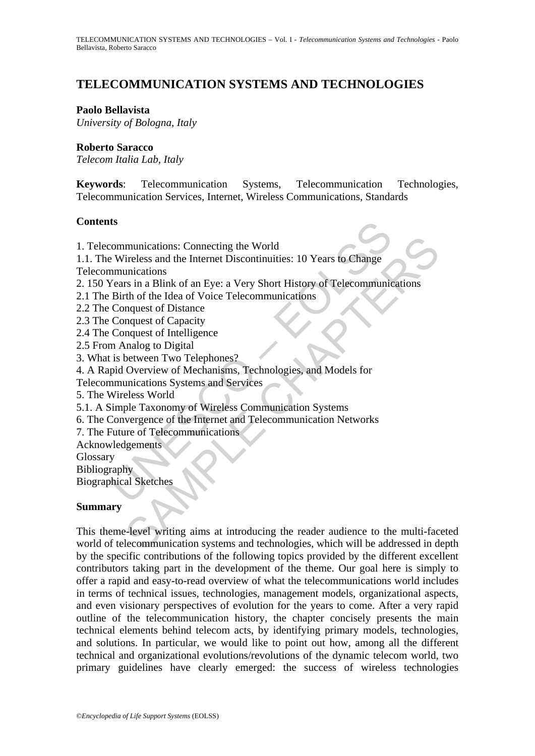# TELECOMMUNICATION SYSTEMS AND TECHNOLOGIES

**Paolo Bellavista**
*University of Bologna, Italy*

**Roberto Saracco**
*Telecom Italia Lab, Italy*

**Keywords**: Telecommunication Systems, Telecommunication Technologies, Telecommunication Services, Internet, Wireless Communications, Standards

## Contents

1. Telecommunications: Connecting the World
1.1. The Wireless and the Internet Discontinuities: 10 Years to Change Telecommunications
2. 150 Years in a Blink of an Eye: a Very Short History of Telecommunications
2.1 The Birth of the Idea of Voice Telecommunications
2.2 The Conquest of Distance
2.3 The Conquest of Capacity
2.4 The Conquest of Intelligence
2.5 From Analog to Digital
3. What is between Two Telephones?
4. A Rapid Overview of Mechanisms, Technologies, and Models for Telecommunications Systems and Services
5. The Wireless World
5.1. A Simple Taxonomy of Wireless Communication Systems
6. The Convergence of the Internet and Telecommunication Networks
7. The Future of Telecommunications
Acknowledgements
Glossary
Bibliography
Biographical Sketches

## Summary

This theme-level writing aims at introducing the reader audience to the multi-faceted world of telecommunication systems and technologies, which will be addressed in depth by the specific contributions of the following topics provided by the different excellent contributors taking part in the development of the theme. Our goal here is simply to offer a rapid and easy-to-read overview of what the telecommunications world includes in terms of technical issues, technologies, management models, organizational aspects, and even visionary perspectives of evolution for the years to come. After a very rapid outline of the telecommunication history, the chapter concisely presents the main technical elements behind telecom acts, by identifying primary models, technologies, and solutions. In particular, we would like to point out how, among all the different technical and organizational evolutions/revolutions of the dynamic telecom world, two primary guidelines have clearly emerged: the success of wireless technologies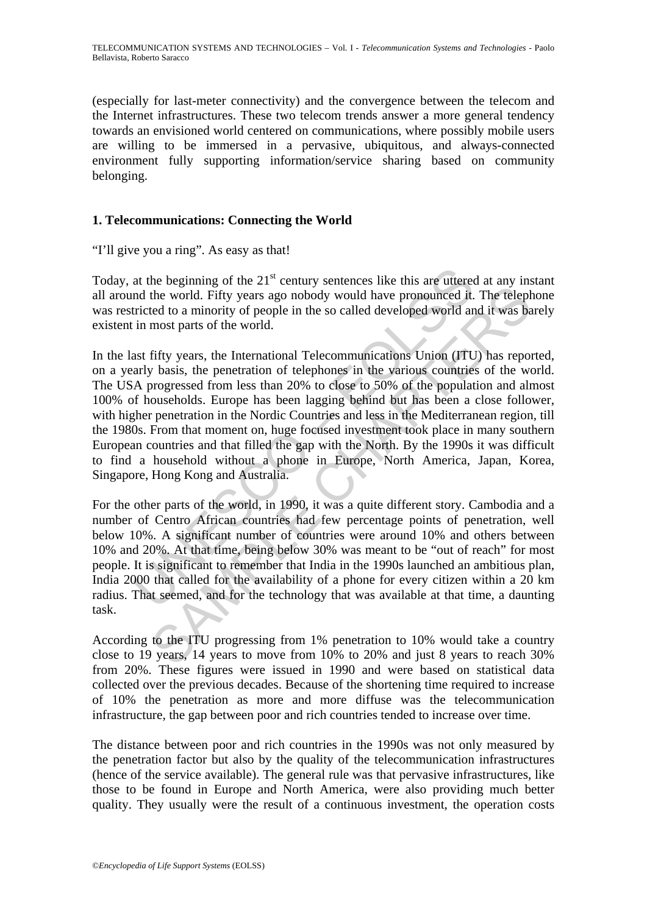(especially for last-meter connectivity) and the convergence between the telecom and the Internet infrastructures. These two telecom trends answer a more general tendency towards an envisioned world centered on communications, where possibly mobile users are willing to be immersed in a pervasive, ubiquitous, and always-connected environment fully supporting information/service sharing based on community belonging.

## 1. Telecommunications: Connecting the World

"I'll give you a ring". As easy as that!

Today, at the beginning of the 21st century sentences like this are uttered at any instant all around the world. Fifty years ago nobody would have pronounced it. The telephone was restricted to a minority of people in the so called developed world and it was barely existent in most parts of the world.

In the last fifty years, the International Telecommunications Union (ITU) has reported, on a yearly basis, the penetration of telephones in the various countries of the world. The USA progressed from less than 20% to close to 50% of the population and almost 100% of households. Europe has been lagging behind but has been a close follower, with higher penetration in the Nordic Countries and less in the Mediterranean region, till the 1980s. From that moment on, huge focused investment took place in many southern European countries and that filled the gap with the North. By the 1990s it was difficult to find a household without a phone in Europe, North America, Japan, Korea, Singapore, Hong Kong and Australia.

For the other parts of the world, in 1990, it was a quite different story. Cambodia and a number of Centro African countries had few percentage points of penetration, well below 10%. A significant number of countries were around 10% and others between 10% and 20%. At that time, being below 30% was meant to be "out of reach" for most people. It is significant to remember that India in the 1990s launched an ambitious plan, India 2000 that called for the availability of a phone for every citizen within a 20 km radius. That seemed, and for the technology that was available at that time, a daunting task.

According to the ITU progressing from 1% penetration to 10% would take a country close to 19 years, 14 years to move from 10% to 20% and just 8 years to reach 30% from 20%. These figures were issued in 1990 and were based on statistical data collected over the previous decades. Because of the shortening time required to increase of 10% the penetration as more and more diffuse was the telecommunication infrastructure, the gap between poor and rich countries tended to increase over time.

The distance between poor and rich countries in the 1990s was not only measured by the penetration factor but also by the quality of the telecommunication infrastructures (hence of the service available). The general rule was that pervasive infrastructures, like those to be found in Europe and North America, were also providing much better quality. They usually were the result of a continuous investment, the operation costs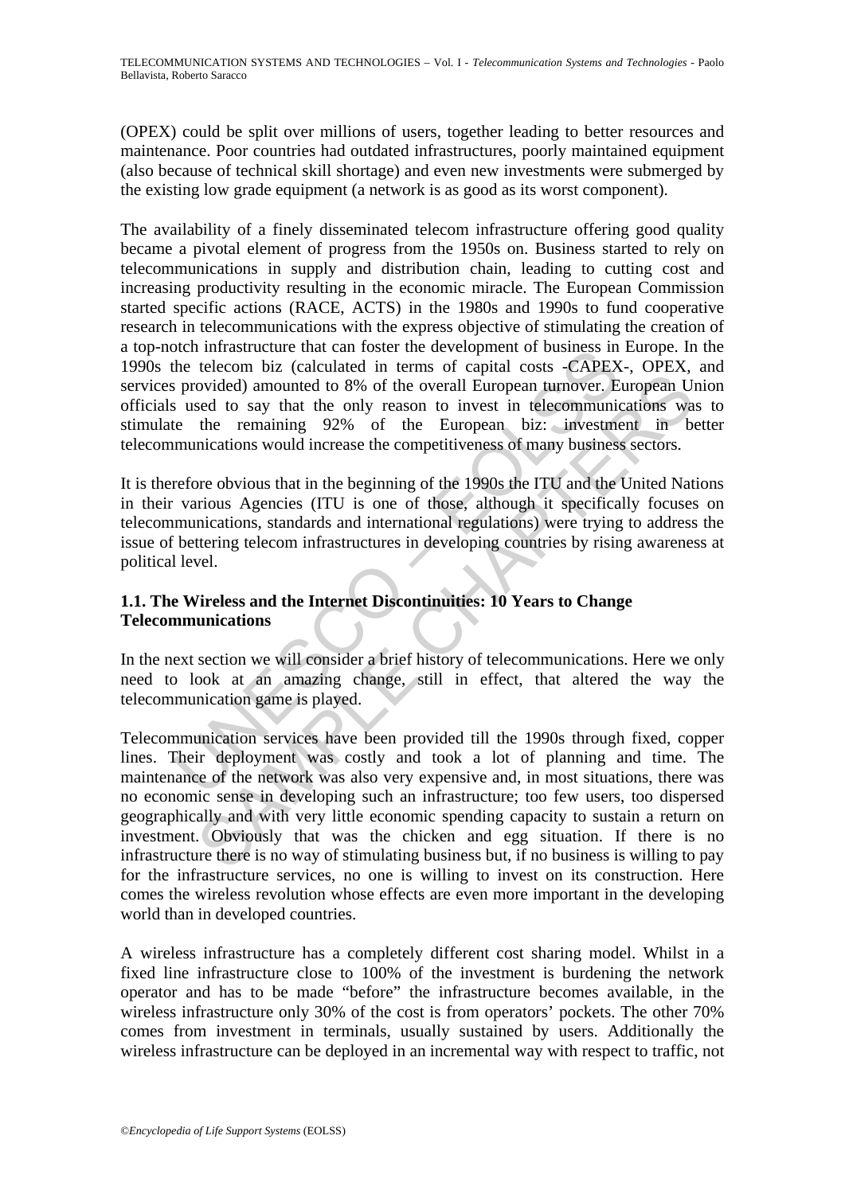(OPEX) could be split over millions of users, together leading to better resources and maintenance. Poor countries had outdated infrastructures, poorly maintained equipment (also because of technical skill shortage) and even new investments were submerged by the existing low grade equipment (a network is as good as its worst component).

The availability of a finely disseminated telecom infrastructure offering good quality became a pivotal element of progress from the 1950s on. Business started to rely on telecommunications in supply and distribution chain, leading to cutting cost and increasing productivity resulting in the economic miracle. The European Commission started specific actions (RACE, ACTS) in the 1980s and 1990s to fund cooperative research in telecommunications with the express objective of stimulating the creation of a top-notch infrastructure that can foster the development of business in Europe. In the 1990s the telecom biz (calculated in terms of capital costs -CAPEX-, OPEX, and services provided) amounted to 8% of the overall European turnover. European Union officials used to say that the only reason to invest in telecommunications was to stimulate the remaining 92% of the European biz: investment in better telecommunications would increase the competitiveness of many business sectors.

It is therefore obvious that in the beginning of the 1990s the ITU and the United Nations in their various Agencies (ITU is one of those, although it specifically focuses on telecommunications, standards and international regulations) were trying to address the issue of bettering telecom infrastructures in developing countries by rising awareness at political level.

## 1.1. The Wireless and the Internet Discontinuities: 10 Years to Change Telecommunications

In the next section we will consider a brief history of telecommunications. Here we only need to look at an amazing change, still in effect, that altered the way the telecommunication game is played.

Telecommunication services have been provided till the 1990s through fixed, copper lines. Their deployment was costly and took a lot of planning and time. The maintenance of the network was also very expensive and, in most situations, there was no economic sense in developing such an infrastructure; too few users, too dispersed geographically and with very little economic spending capacity to sustain a return on investment. Obviously that was the chicken and egg situation. If there is no infrastructure there is no way of stimulating business but, if no business is willing to pay for the infrastructure services, no one is willing to invest on its construction. Here comes the wireless revolution whose effects are even more important in the developing world than in developed countries.

A wireless infrastructure has a completely different cost sharing model. Whilst in a fixed line infrastructure close to 100% of the investment is burdening the network operator and has to be made "before" the infrastructure becomes available, in the wireless infrastructure only 30% of the cost is from operators' pockets. The other 70% comes from investment in terminals, usually sustained by users. Additionally the wireless infrastructure can be deployed in an incremental way with respect to traffic, not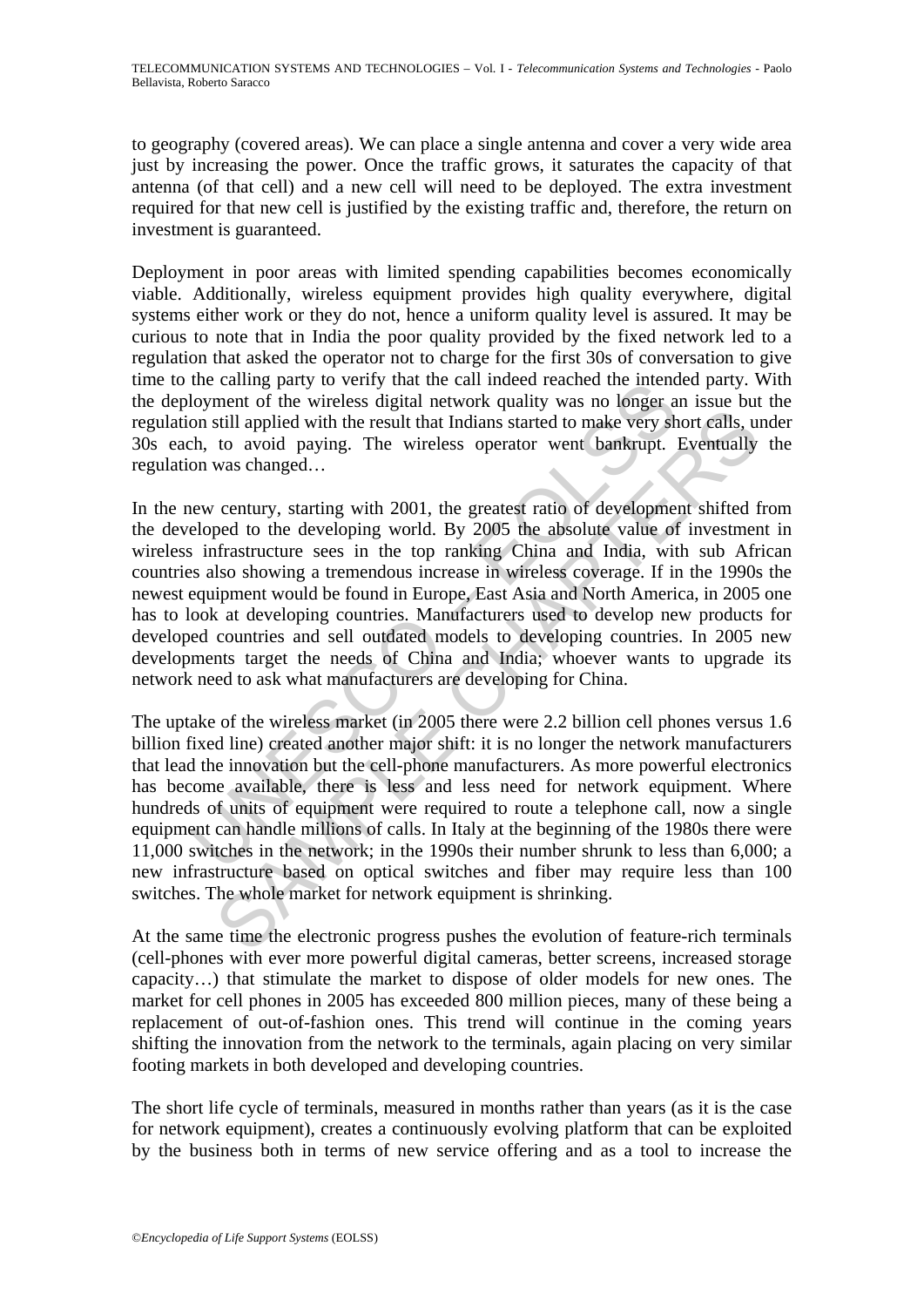to geography (covered areas). We can place a single antenna and cover a very wide area just by increasing the power. Once the traffic grows, it saturates the capacity of that antenna (of that cell) and a new cell will need to be deployed. The extra investment required for that new cell is justified by the existing traffic and, therefore, the return on investment is guaranteed.

Deployment in poor areas with limited spending capabilities becomes economically viable. Additionally, wireless equipment provides high quality everywhere, digital systems either work or they do not, hence a uniform quality level is assured. It may be curious to note that in India the poor quality provided by the fixed network led to a regulation that asked the operator not to charge for the first 30s of conversation to give time to the calling party to verify that the call indeed reached the intended party. With the deployment of the wireless digital network quality was no longer an issue but the regulation still applied with the result that Indians started to make very short calls, under 30s each, to avoid paying. The wireless operator went bankrupt. Eventually the regulation was changed…

In the new century, starting with 2001, the greatest ratio of development shifted from the developed to the developing world. By 2005 the absolute value of investment in wireless infrastructure sees in the top ranking China and India, with sub African countries also showing a tremendous increase in wireless coverage. If in the 1990s the newest equipment would be found in Europe, East Asia and North America, in 2005 one has to look at developing countries. Manufacturers used to develop new products for developed countries and sell outdated models to developing countries. In 2005 new developments target the needs of China and India; whoever wants to upgrade its network need to ask what manufacturers are developing for China.

The uptake of the wireless market (in 2005 there were 2.2 billion cell phones versus 1.6 billion fixed line) created another major shift: it is no longer the network manufacturers that lead the innovation but the cell-phone manufacturers. As more powerful electronics has become available, there is less and less need for network equipment. Where hundreds of units of equipment were required to route a telephone call, now a single equipment can handle millions of calls. In Italy at the beginning of the 1980s there were 11,000 switches in the network; in the 1990s their number shrunk to less than 6,000; a new infrastructure based on optical switches and fiber may require less than 100 switches. The whole market for network equipment is shrinking.

At the same time the electronic progress pushes the evolution of feature-rich terminals (cell-phones with ever more powerful digital cameras, better screens, increased storage capacity…) that stimulate the market to dispose of older models for new ones. The market for cell phones in 2005 has exceeded 800 million pieces, many of these being a replacement of out-of-fashion ones. This trend will continue in the coming years shifting the innovation from the network to the terminals, again placing on very similar footing markets in both developed and developing countries.

The short life cycle of terminals, measured in months rather than years (as it is the case for network equipment), creates a continuously evolving platform that can be exploited by the business both in terms of new service offering and as a tool to increase the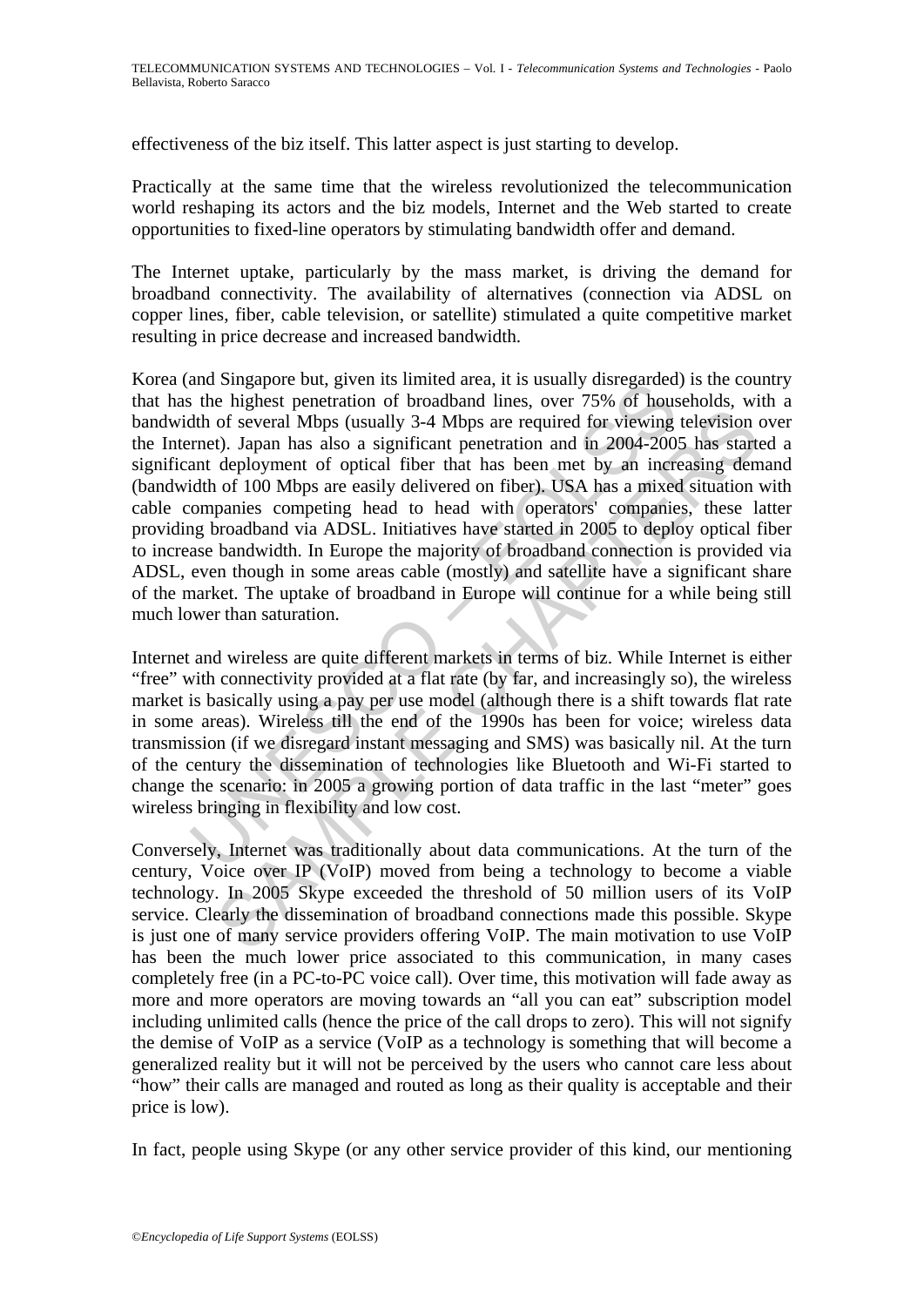effectiveness of the biz itself. This latter aspect is just starting to develop.

Practically at the same time that the wireless revolutionized the telecommunication world reshaping its actors and the biz models, Internet and the Web started to create opportunities to fixed-line operators by stimulating bandwidth offer and demand.

The Internet uptake, particularly by the mass market, is driving the demand for broadband connectivity. The availability of alternatives (connection via ADSL on copper lines, fiber, cable television, or satellite) stimulated a quite competitive market resulting in price decrease and increased bandwidth.

Korea (and Singapore but, given its limited area, it is usually disregarded) is the country that has the highest penetration of broadband lines, over 75% of households, with a bandwidth of several Mbps (usually 3-4 Mbps are required for viewing television over the Internet). Japan has also a significant penetration and in 2004-2005 has started a significant deployment of optical fiber that has been met by an increasing demand (bandwidth of 100 Mbps are easily delivered on fiber). USA has a mixed situation with cable companies competing head to head with operators' companies, these latter providing broadband via ADSL. Initiatives have started in 2005 to deploy optical fiber to increase bandwidth. In Europe the majority of broadband connection is provided via ADSL, even though in some areas cable (mostly) and satellite have a significant share of the market. The uptake of broadband in Europe will continue for a while being still much lower than saturation.

Internet and wireless are quite different markets in terms of biz. While Internet is either "free" with connectivity provided at a flat rate (by far, and increasingly so), the wireless market is basically using a pay per use model (although there is a shift towards flat rate in some areas). Wireless till the end of the 1990s has been for voice; wireless data transmission (if we disregard instant messaging and SMS) was basically nil. At the turn of the century the dissemination of technologies like Bluetooth and Wi-Fi started to change the scenario: in 2005 a growing portion of data traffic in the last "meter" goes wireless bringing in flexibility and low cost.

Conversely, Internet was traditionally about data communications. At the turn of the century, Voice over IP (VoIP) moved from being a technology to become a viable technology. In 2005 Skype exceeded the threshold of 50 million users of its VoIP service. Clearly the dissemination of broadband connections made this possible. Skype is just one of many service providers offering VoIP. The main motivation to use VoIP has been the much lower price associated to this communication, in many cases completely free (in a PC-to-PC voice call). Over time, this motivation will fade away as more and more operators are moving towards an "all you can eat" subscription model including unlimited calls (hence the price of the call drops to zero). This will not signify the demise of VoIP as a service (VoIP as a technology is something that will become a generalized reality but it will not be perceived by the users who cannot care less about "how" their calls are managed and routed as long as their quality is acceptable and their price is low).

In fact, people using Skype (or any other service provider of this kind, our mentioning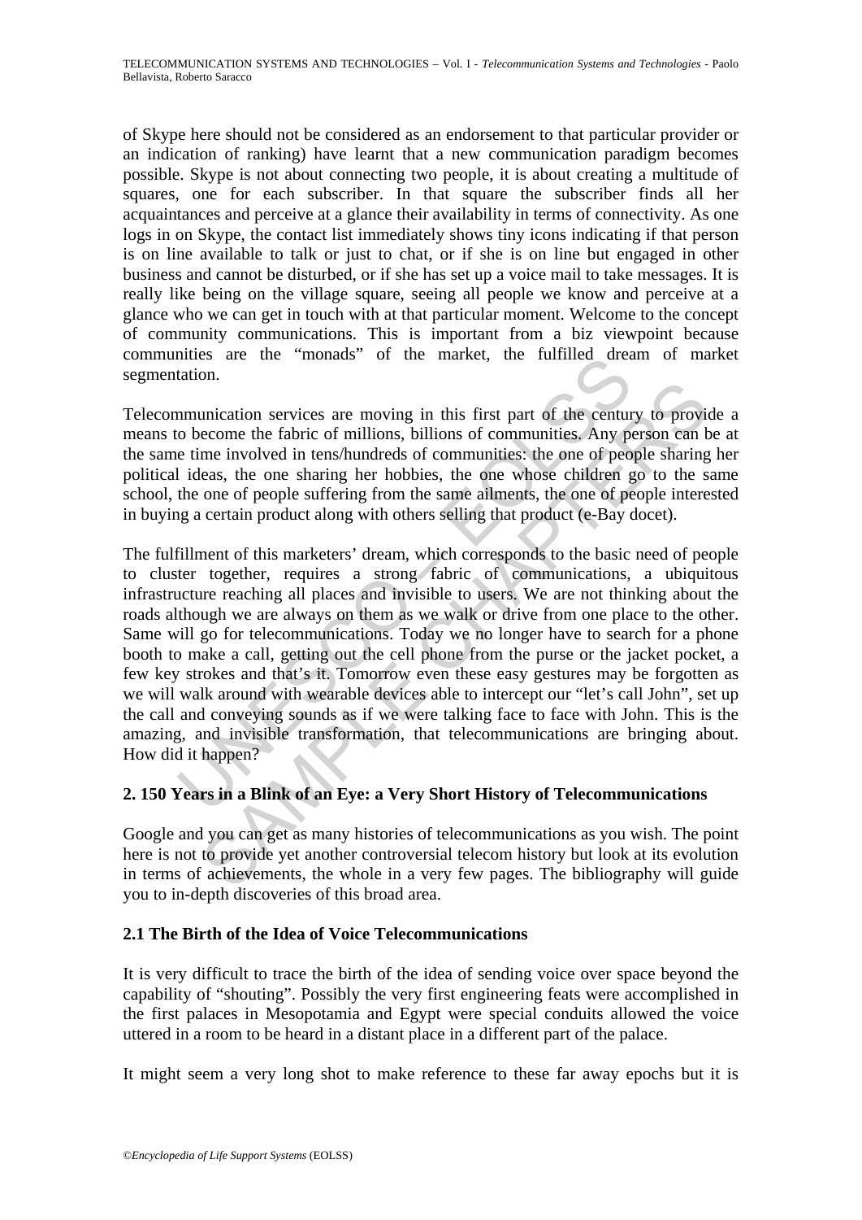of Skype here should not be considered as an endorsement to that particular provider or an indication of ranking) have learnt that a new communication paradigm becomes possible. Skype is not about connecting two people, it is about creating a multitude of squares, one for each subscriber. In that square the subscriber finds all her acquaintances and perceive at a glance their availability in terms of connectivity. As one logs in on Skype, the contact list immediately shows tiny icons indicating if that person is on line available to talk or just to chat, or if she is on line but engaged in other business and cannot be disturbed, or if she has set up a voice mail to take messages. It is really like being on the village square, seeing all people we know and perceive at a glance who we can get in touch with at that particular moment. Welcome to the concept of community communications. This is important from a biz viewpoint because communities are the "monads" of the market, the fulfilled dream of market segmentation.

Telecommunication services are moving in this first part of the century to provide a means to become the fabric of millions, billions of communities. Any person can be at the same time involved in tens/hundreds of communities: the one of people sharing her political ideas, the one sharing her hobbies, the one whose children go to the same school, the one of people suffering from the same ailments, the one of people interested in buying a certain product along with others selling that product (e-Bay docet).

The fulfillment of this marketers' dream, which corresponds to the basic need of people to cluster together, requires a strong fabric of communications, a ubiquitous infrastructure reaching all places and invisible to users. We are not thinking about the roads although we are always on them as we walk or drive from one place to the other. Same will go for telecommunications. Today we no longer have to search for a phone booth to make a call, getting out the cell phone from the purse or the jacket pocket, a few key strokes and that's it. Tomorrow even these easy gestures may be forgotten as we will walk around with wearable devices able to intercept our "let's call John", set up the call and conveying sounds as if we were talking face to face with John. This is the amazing, and invisible transformation, that telecommunications are bringing about. How did it happen?

## 2. 150 Years in a Blink of an Eye: a Very Short History of Telecommunications

Google and you can get as many histories of telecommunications as you wish. The point here is not to provide yet another controversial telecom history but look at its evolution in terms of achievements, the whole in a very few pages. The bibliography will guide you to in-depth discoveries of this broad area.

### 2.1 The Birth of the Idea of Voice Telecommunications

It is very difficult to trace the birth of the idea of sending voice over space beyond the capability of "shouting". Possibly the very first engineering feats were accomplished in the first palaces in Mesopotamia and Egypt were special conduits allowed the voice uttered in a room to be heard in a distant place in a different part of the palace.

It might seem a very long shot to make reference to these far away epochs but it is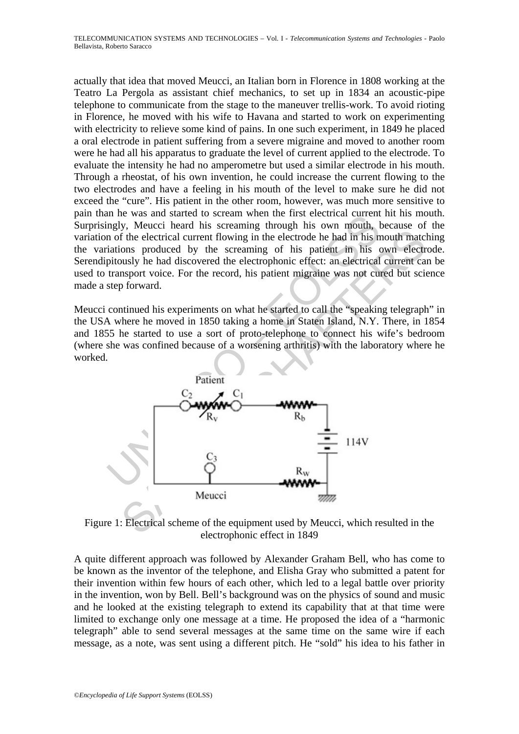actually that idea that moved Meucci, an Italian born in Florence in 1808 working at the Teatro La Pergola as assistant chief mechanics, to set up in 1834 an acoustic-pipe telephone to communicate from the stage to the maneuver trellis-work. To avoid rioting in Florence, he moved with his wife to Havana and started to work on experimenting with electricity to relieve some kind of pains. In one such experiment, in 1849 he placed a oral electrode in patient suffering from a severe migraine and moved to another room were he had all his apparatus to graduate the level of current applied to the electrode. To evaluate the intensity he had no amperometre but used a similar electrode in his mouth. Through a rheostat, of his own invention, he could increase the current flowing to the two electrodes and have a feeling in his mouth of the level to make sure he did not exceed the "cure". His patient in the other room, however, was much more sensitive to pain than he was and started to scream when the first electrical current hit his mouth. Surprisingly, Meucci heard his screaming through his own mouth, because of the variation of the electrical current flowing in the electrode he had in his mouth matching the variations produced by the screaming of his patient in his own electrode. Serendipitously he had discovered the electrophonic effect: an electrical current can be used to transport voice. For the record, his patient migraine was not cured but science made a step forward.

Meucci continued his experiments on what he started to call the "speaking telegraph" in the USA where he moved in 1850 taking a home in Staten Island, N.Y. There, in 1854 and 1855 he started to use a sort of proto-telephone to connect his wife's bedroom (where she was confined because of a worsening arthritis) with the laboratory where he worked.

Figure 1: Electrical scheme of the equipment used by Meucci, which resulted in the electrophonic effect in 1849

A quite different approach was followed by Alexander Graham Bell, who has come to be known as the inventor of the telephone, and Elisha Gray who submitted a patent for their invention within few hours of each other, which led to a legal battle over priority in the invention, won by Bell. Bell's background was on the physics of sound and music and he looked at the existing telegraph to extend its capability that at that time were limited to exchange only one message at a time. He proposed the idea of a "harmonic telegraph" able to send several messages at the same time on the same wire if each message, as a note, was sent using a different pitch. He "sold" his idea to his father in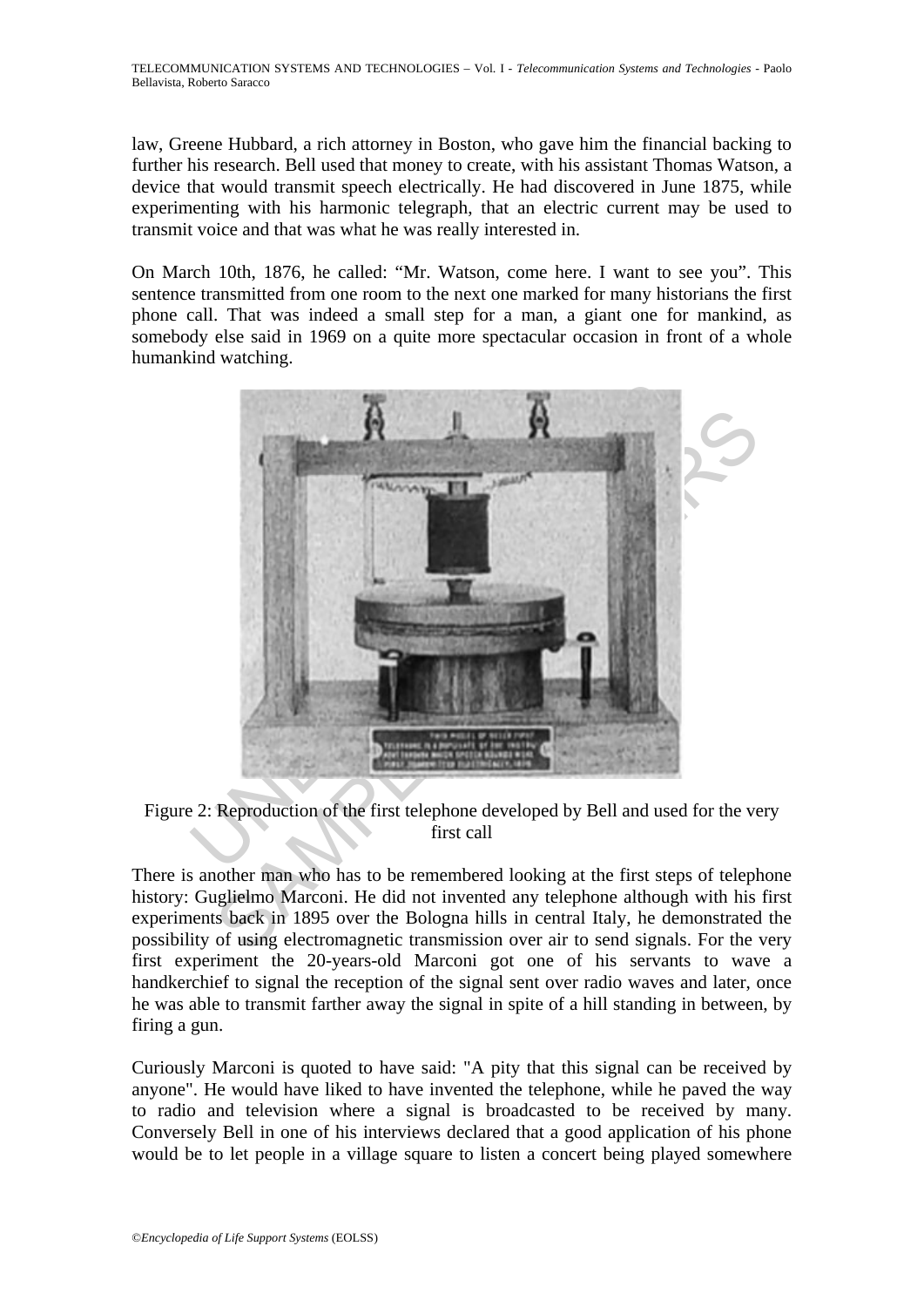law, Greene Hubbard, a rich attorney in Boston, who gave him the financial backing to further his research. Bell used that money to create, with his assistant Thomas Watson, a device that would transmit speech electrically. He had discovered in June 1875, while experimenting with his harmonic telegraph, that an electric current may be used to transmit voice and that was what he was really interested in.

On March 10th, 1876, he called: "Mr. Watson, come here. I want to see you". This sentence transmitted from one room to the next one marked for many historians the first phone call. That was indeed a small step for a man, a giant one for mankind, as somebody else said in 1969 on a quite more spectacular occasion in front of a whole humankind watching.

Figure 2: Reproduction of the first telephone developed by Bell and used for the very first call

There is another man who has to be remembered looking at the first steps of telephone history: Guglielmo Marconi. He did not invented any telephone although with his first experiments back in 1895 over the Bologna hills in central Italy, he demonstrated the possibility of using electromagnetic transmission over air to send signals. For the very first experiment the 20-years-old Marconi got one of his servants to wave a handkerchief to signal the reception of the signal sent over radio waves and later, once he was able to transmit farther away the signal in spite of a hill standing in between, by firing a gun.

Curiously Marconi is quoted to have said: "A pity that this signal can be received by anyone". He would have liked to have invented the telephone, while he paved the way to radio and television where a signal is broadcasted to be received by many. Conversely Bell in one of his interviews declared that a good application of his phone would be to let people in a village square to listen a concert being played somewhere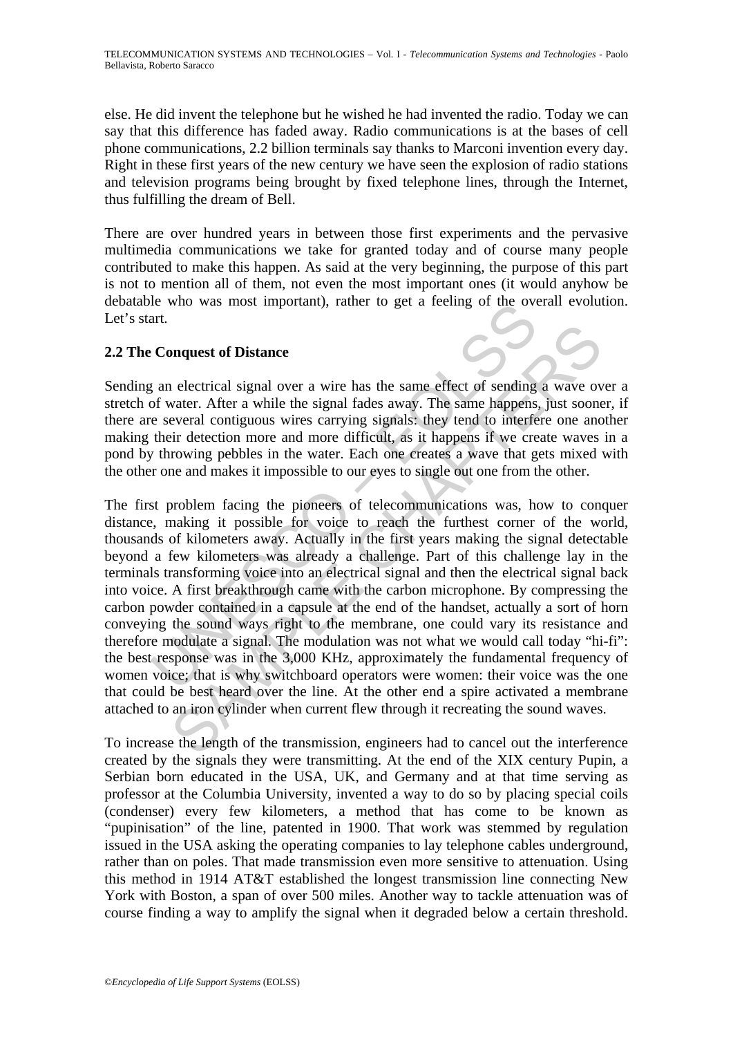else. He did invent the telephone but he wished he had invented the radio. Today we can say that this difference has faded away. Radio communications is at the bases of cell phone communications, 2.2 billion terminals say thanks to Marconi invention every day. Right in these first years of the new century we have seen the explosion of radio stations and television programs being brought by fixed telephone lines, through the Internet, thus fulfilling the dream of Bell.

There are over hundred years in between those first experiments and the pervasive multimedia communications we take for granted today and of course many people contributed to make this happen. As said at the very beginning, the purpose of this part is not to mention all of them, not even the most important ones (it would anyhow be debatable who was most important), rather to get a feeling of the overall evolution. Let's start.

## 2.2 The Conquest of Distance

Sending an electrical signal over a wire has the same effect of sending a wave over a stretch of water. After a while the signal fades away. The same happens, just sooner, if there are several contiguous wires carrying signals: they tend to interfere one another making their detection more and more difficult, as it happens if we create waves in a pond by throwing pebbles in the water. Each one creates a wave that gets mixed with the other one and makes it impossible to our eyes to single out one from the other.

The first problem facing the pioneers of telecommunications was, how to conquer distance, making it possible for voice to reach the furthest corner of the world, thousands of kilometers away. Actually in the first years making the signal detectable beyond a few kilometers was already a challenge. Part of this challenge lay in the terminals transforming voice into an electrical signal and then the electrical signal back into voice. A first breakthrough came with the carbon microphone. By compressing the carbon powder contained in a capsule at the end of the handset, actually a sort of horn conveying the sound ways right to the membrane, one could vary its resistance and therefore modulate a signal. The modulation was not what we would call today "hi-fi": the best response was in the 3,000 KHz, approximately the fundamental frequency of women voice; that is why switchboard operators were women: their voice was the one that could be best heard over the line. At the other end a spire activated a membrane attached to an iron cylinder when current flew through it recreating the sound waves.

To increase the length of the transmission, engineers had to cancel out the interference created by the signals they were transmitting. At the end of the XIX century Pupin, a Serbian born educated in the USA, UK, and Germany and at that time serving as professor at the Columbia University, invented a way to do so by placing special coils (condenser) every few kilometers, a method that has come to be known as "pupinisation" of the line, patented in 1900. That work was stemmed by regulation issued in the USA asking the operating companies to lay telephone cables underground, rather than on poles. That made transmission even more sensitive to attenuation. Using this method in 1914 AT&T established the longest transmission line connecting New York with Boston, a span of over 500 miles. Another way to tackle attenuation was of course finding a way to amplify the signal when it degraded below a certain threshold.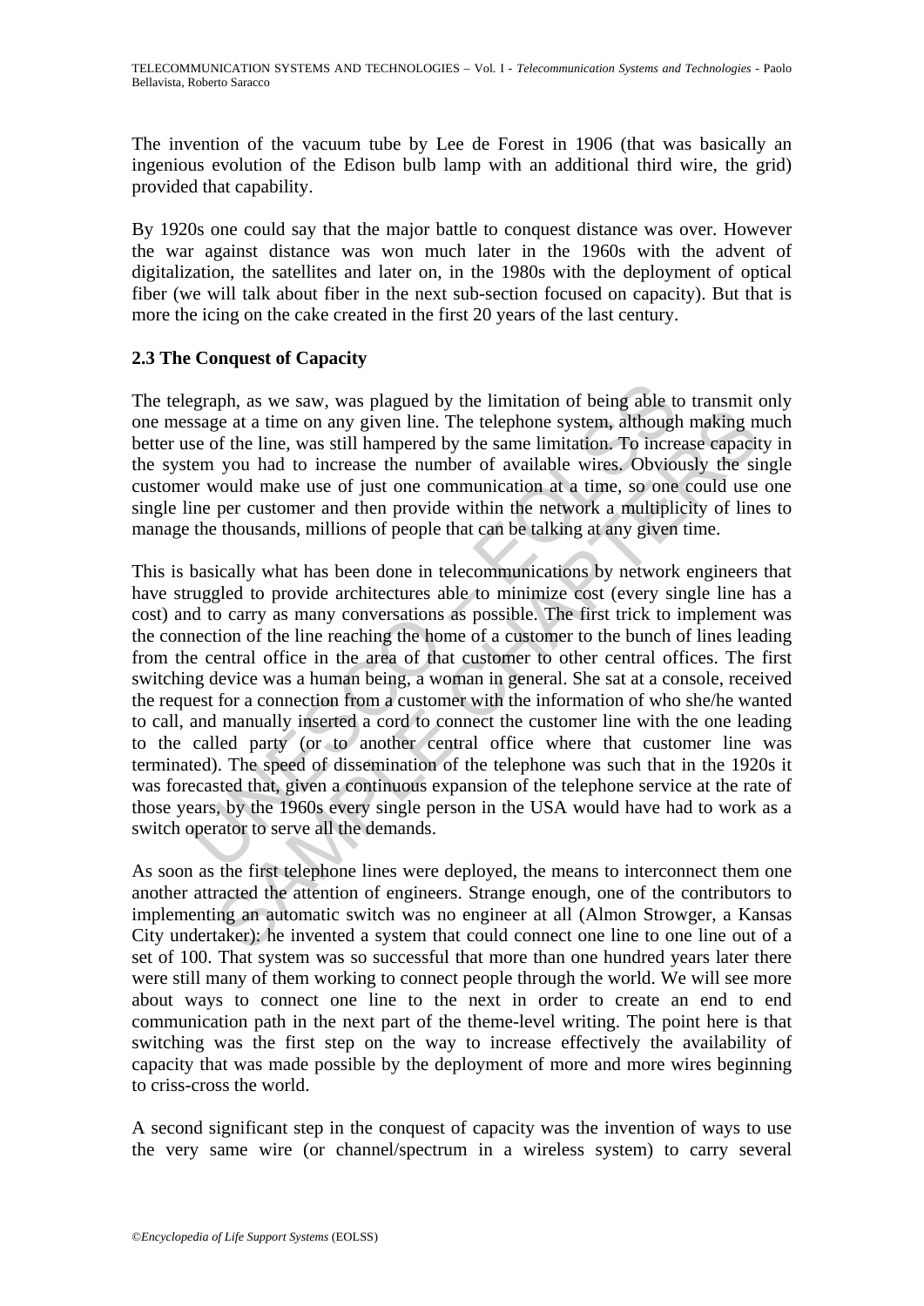The invention of the vacuum tube by Lee de Forest in 1906 (that was basically an ingenious evolution of the Edison bulb lamp with an additional third wire, the grid) provided that capability.

By 1920s one could say that the major battle to conquest distance was over. However the war against distance was won much later in the 1960s with the advent of digitalization, the satellites and later on, in the 1980s with the deployment of optical fiber (we will talk about fiber in the next sub-section focused on capacity). But that is more the icing on the cake created in the first 20 years of the last century.

### 2.3 The Conquest of Capacity

The telegraph, as we saw, was plagued by the limitation of being able to transmit only one message at a time on any given line. The telephone system, although making much better use of the line, was still hampered by the same limitation. To increase capacity in the system you had to increase the number of available wires. Obviously the single customer would make use of just one communication at a time, so one could use one single line per customer and then provide within the network a multiplicity of lines to manage the thousands, millions of people that can be talking at any given time.

This is basically what has been done in telecommunications by network engineers that have struggled to provide architectures able to minimize cost (every single line has a cost) and to carry as many conversations as possible. The first trick to implement was the connection of the line reaching the home of a customer to the bunch of lines leading from the central office in the area of that customer to other central offices. The first switching device was a human being, a woman in general. She sat at a console, received the request for a connection from a customer with the information of who she/he wanted to call, and manually inserted a cord to connect the customer line with the one leading to the called party (or to another central office where that customer line was terminated). The speed of dissemination of the telephone was such that in the 1920s it was forecasted that, given a continuous expansion of the telephone service at the rate of those years, by the 1960s every single person in the USA would have had to work as a switch operator to serve all the demands.

As soon as the first telephone lines were deployed, the means to interconnect them one another attracted the attention of engineers. Strange enough, one of the contributors to implementing an automatic switch was no engineer at all (Almon Strowger, a Kansas City undertaker): he invented a system that could connect one line to one line out of a set of 100. That system was so successful that more than one hundred years later there were still many of them working to connect people through the world. We will see more about ways to connect one line to the next in order to create an end to end communication path in the next part of the theme-level writing. The point here is that switching was the first step on the way to increase effectively the availability of capacity that was made possible by the deployment of more and more wires beginning to criss-cross the world.

A second significant step in the conquest of capacity was the invention of ways to use the very same wire (or channel/spectrum in a wireless system) to carry several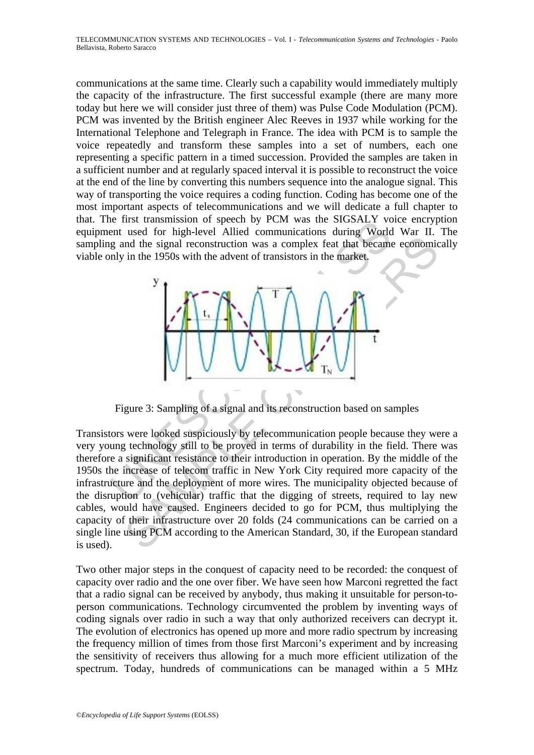communications at the same time. Clearly such a capability would immediately multiply the capacity of the infrastructure. The first successful example (there are many more today but here we will consider just three of them) was Pulse Code Modulation (PCM). PCM was invented by the British engineer Alec Reeves in 1937 while working for the International Telephone and Telegraph in France. The idea with PCM is to sample the voice repeatedly and transform these samples into a set of numbers, each one representing a specific pattern in a timed succession. Provided the samples are taken in a sufficient number and at regularly spaced interval it is possible to reconstruct the voice at the end of the line by converting this numbers sequence into the analogue signal. This way of transporting the voice requires a coding function. Coding has become one of the most important aspects of telecommunications and we will dedicate a full chapter to that. The first transmission of speech by PCM was the SIGSALY voice encryption equipment used for high-level Allied communications during World War II. The sampling and the signal reconstruction was a complex feat that became economically viable only in the 1950s with the advent of transistors in the market.

Figure 3: Sampling of a signal and its reconstruction based on samples

Transistors were looked suspiciously by telecommunication people because they were a very young technology still to be proved in terms of durability in the field. There was therefore a significant resistance to their introduction in operation. By the middle of the 1950s the increase of telecom traffic in New York City required more capacity of the infrastructure and the deployment of more wires. The municipality objected because of the disruption to (vehicular) traffic that the digging of streets, required to lay new cables, would have caused. Engineers decided to go for PCM, thus multiplying the capacity of their infrastructure over 20 folds (24 communications can be carried on a single line using PCM according to the American Standard, 30, if the European standard is used).

Two other major steps in the conquest of capacity need to be recorded: the conquest of capacity over radio and the one over fiber. We have seen how Marconi regretted the fact that a radio signal can be received by anybody, thus making it unsuitable for person-to-person communications. Technology circumvented the problem by inventing ways of coding signals over radio in such a way that only authorized receivers can decrypt it. The evolution of electronics has opened up more and more radio spectrum by increasing the frequency million of times from those first Marconi's experiment and by increasing the sensitivity of receivers thus allowing for a much more efficient utilization of the spectrum. Today, hundreds of communications can be managed within a 5 MHz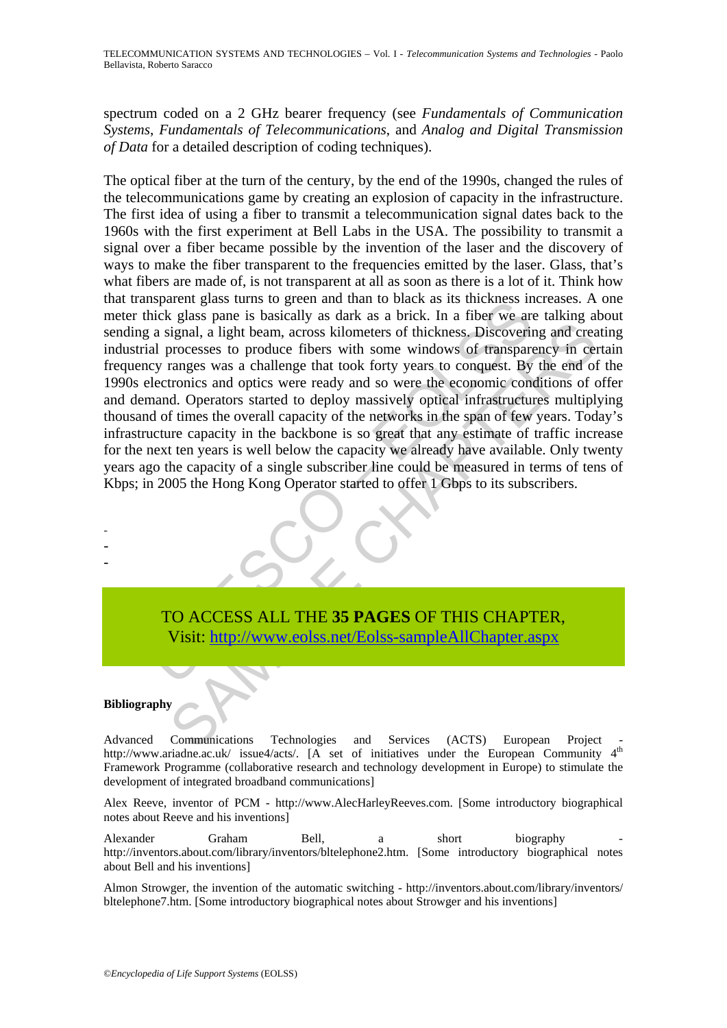spectrum coded on a 2 GHz bearer frequency (see *Fundamentals of Communication Systems*, *Fundamentals of Telecommunications*, and *Analog and Digital Transmission of Data* for a detailed description of coding techniques).

The optical fiber at the turn of the century, by the end of the 1990s, changed the rules of the telecommunications game by creating an explosion of capacity in the infrastructure. The first idea of using a fiber to transmit a telecommunication signal dates back to the 1960s with the first experiment at Bell Labs in the USA. The possibility to transmit a signal over a fiber became possible by the invention of the laser and the discovery of ways to make the fiber transparent to the frequencies emitted by the laser. Glass, that's what fibers are made of, is not transparent at all as soon as there is a lot of it. Think how that transparent glass turns to green and than to black as its thickness increases. A one meter thick glass pane is basically as dark as a brick. In a fiber we are talking about sending a signal, a light beam, across kilometers of thickness. Discovering and creating industrial processes to produce fibers with some windows of transparency in certain frequency ranges was a challenge that took forty years to conquest. By the end of the 1990s electronics and optics were ready and so were the economic conditions of offer and demand. Operators started to deploy massively optical infrastructures multiplying thousand of times the overall capacity of the networks in the span of few years. Today's infrastructure capacity in the backbone is so great that any estimate of traffic increase for the next ten years is well below the capacity we already have available. Only twenty years ago the capacity of a single subscriber line could be measured in terms of tens of Kbps; in 2005 the Hong Kong Operator started to offer 1 Gbps to its subscribers.

-
-
-

TO ACCESS ALL THE **35 PAGES** OF THIS CHAPTER,
Visit: http://www.eolss.net/Eolss-sampleAllChapter.aspx

**Bibliography**

Advanced Communications Technologies and Services (ACTS) European Project - http://www.ariadne.ac.uk/ issue4/acts/. [A set of initiatives under the European Community 4th Framework Programme (collaborative research and technology development in Europe) to stimulate the development of integrated broadband communications]

Alex Reeve, inventor of PCM - http://www.AlecHarleyReeves.com. [Some introductory biographical notes about Reeve and his inventions]

Alexander Graham Bell, a short biography - http://inventors.about.com/library/inventors/bltelephone2.htm. [Some introductory biographical notes about Bell and his inventions]

Almon Strowger, the invention of the automatic switching - http://inventors.about.com/library/inventors/ bltelephone7.htm. [Some introductory biographical notes about Strowger and his inventions]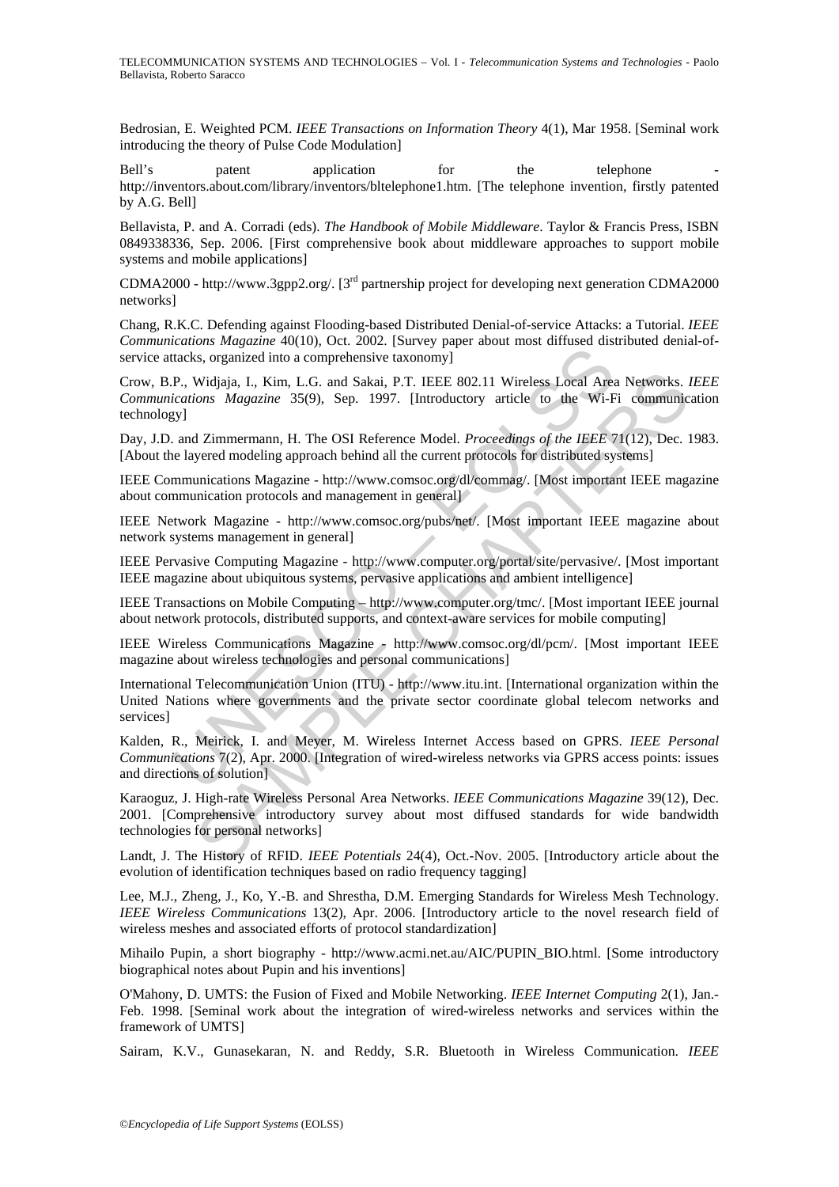Bedrosian, E. Weighted PCM. *IEEE Transactions on Information Theory* 4(1), Mar 1958. [Seminal work introducing the theory of Pulse Code Modulation]

Bell's patent application for the telephone - http://inventors.about.com/library/inventors/bltelephone1.htm. [The telephone invention, firstly patented by A.G. Bell]

Bellavista, P. and A. Corradi (eds). *The Handbook of Mobile Middleware*. Taylor & Francis Press, ISBN 0849338336, Sep. 2006. [First comprehensive book about middleware approaches to support mobile systems and mobile applications]

CDMA2000 - http://www.3gpp2.org/. [3rd partnership project for developing next generation CDMA2000 networks]

Chang, R.K.C. Defending against Flooding-based Distributed Denial-of-service Attacks: a Tutorial. *IEEE Communications Magazine* 40(10), Oct. 2002. [Survey paper about most diffused distributed denial-of-service attacks, organized into a comprehensive taxonomy]

Crow, B.P., Widjaja, I., Kim, L.G. and Sakai, P.T. IEEE 802.11 Wireless Local Area Networks. *IEEE Communications Magazine* 35(9), Sep. 1997. [Introductory article to the Wi-Fi communication technology]

Day, J.D. and Zimmermann, H. The OSI Reference Model. *Proceedings of the IEEE* 71(12), Dec. 1983. [About the layered modeling approach behind all the current protocols for distributed systems]

IEEE Communications Magazine - http://www.comsoc.org/dl/commag/. [Most important IEEE magazine about communication protocols and management in general]

IEEE Network Magazine - http://www.comsoc.org/pubs/net/. [Most important IEEE magazine about network systems management in general]

IEEE Pervasive Computing Magazine - http://www.computer.org/portal/site/pervasive/. [Most important IEEE magazine about ubiquitous systems, pervasive applications and ambient intelligence]

IEEE Transactions on Mobile Computing – http://www.computer.org/tmc/. [Most important IEEE journal about network protocols, distributed supports, and context-aware services for mobile computing]

IEEE Wireless Communications Magazine - http://www.comsoc.org/dl/pcm/. [Most important IEEE magazine about wireless technologies and personal communications]

International Telecommunication Union (ITU) - http://www.itu.int. [International organization within the United Nations where governments and the private sector coordinate global telecom networks and services]

Kalden, R., Meirick, I. and Meyer, M. Wireless Internet Access based on GPRS. *IEEE Personal Communications* 7(2), Apr. 2000. [Integration of wired-wireless networks via GPRS access points: issues and directions of solution]

Karaoguz, J. High-rate Wireless Personal Area Networks. *IEEE Communications Magazine* 39(12), Dec. 2001. [Comprehensive introductory survey about most diffused standards for wide bandwidth technologies for personal networks]

Landt, J. The History of RFID. *IEEE Potentials* 24(4), Oct.-Nov. 2005. [Introductory article about the evolution of identification techniques based on radio frequency tagging]

Lee, M.J., Zheng, J., Ko, Y.-B. and Shrestha, D.M. Emerging Standards for Wireless Mesh Technology. *IEEE Wireless Communications* 13(2), Apr. 2006. [Introductory article to the novel research field of wireless meshes and associated efforts of protocol standardization]

Mihailo Pupin, a short biography - http://www.acmi.net.au/AIC/PUPIN_BIO.html. [Some introductory biographical notes about Pupin and his inventions]

O'Mahony, D. UMTS: the Fusion of Fixed and Mobile Networking. *IEEE Internet Computing* 2(1), Jan.-Feb. 1998. [Seminal work about the integration of wired-wireless networks and services within the framework of UMTS]

Sairam, K.V., Gunasekaran, N. and Reddy, S.R. Bluetooth in Wireless Communication. *IEEE*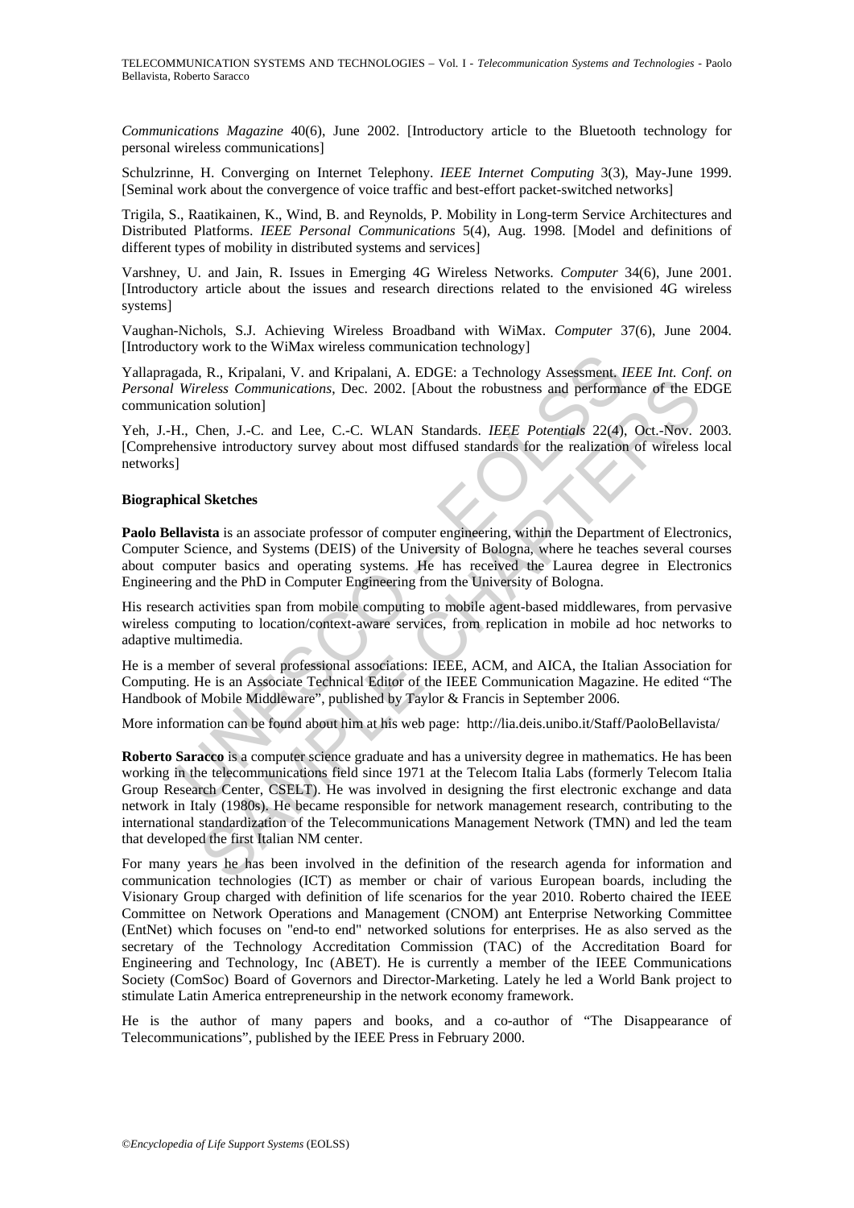*Communications Magazine* 40(6), June 2002. [Introductory article to the Bluetooth technology for personal wireless communications]

Schulzrinne, H. Converging on Internet Telephony. *IEEE Internet Computing* 3(3), May-June 1999. [Seminal work about the convergence of voice traffic and best-effort packet-switched networks]

Trigila, S., Raatikainen, K., Wind, B. and Reynolds, P. Mobility in Long-term Service Architectures and Distributed Platforms. *IEEE Personal Communications* 5(4), Aug. 1998. [Model and definitions of different types of mobility in distributed systems and services]

Varshney, U. and Jain, R. Issues in Emerging 4G Wireless Networks. *Computer* 34(6), June 2001. [Introductory article about the issues and research directions related to the envisioned 4G wireless systems]

Vaughan-Nichols, S.J. Achieving Wireless Broadband with WiMax. *Computer* 37(6), June 2004. [Introductory work to the WiMax wireless communication technology]

Yallapragada, R., Kripalani, V. and Kripalani, A. EDGE: a Technology Assessment. *IEEE Int. Conf. on Personal Wireless Communications*, Dec. 2002. [About the robustness and performance of the EDGE communication solution]

Yeh, J.-H., Chen, J.-C. and Lee, C.-C. WLAN Standards. *IEEE Potentials* 22(4), Oct.-Nov. 2003. [Comprehensive introductory survey about most diffused standards for the realization of wireless local networks]

**Biographical Sketches**

**Paolo Bellavista** is an associate professor of computer engineering, within the Department of Electronics, Computer Science, and Systems (DEIS) of the University of Bologna, where he teaches several courses about computer basics and operating systems. He has received the Laurea degree in Electronics Engineering and the PhD in Computer Engineering from the University of Bologna.

His research activities span from mobile computing to mobile agent-based middlewares, from pervasive wireless computing to location/context-aware services, from replication in mobile ad hoc networks to adaptive multimedia.

He is a member of several professional associations: IEEE, ACM, and AICA, the Italian Association for Computing. He is an Associate Technical Editor of the IEEE Communication Magazine. He edited "The Handbook of Mobile Middleware", published by Taylor & Francis in September 2006.

More information can be found about him at his web page: http://lia.deis.unibo.it/Staff/PaoloBellavista/

**Roberto Saracco** is a computer science graduate and has a university degree in mathematics. He has been working in the telecommunications field since 1971 at the Telecom Italia Labs (formerly Telecom Italia Group Research Center, CSELT). He was involved in designing the first electronic exchange and data network in Italy (1980s). He became responsible for network management research, contributing to the international standardization of the Telecommunications Management Network (TMN) and led the team that developed the first Italian NM center.

For many years he has been involved in the definition of the research agenda for information and communication technologies (ICT) as member or chair of various European boards, including the Visionary Group charged with definition of life scenarios for the year 2010. Roberto chaired the IEEE Committee on Network Operations and Management (CNOM) ant Enterprise Networking Committee (EntNet) which focuses on "end-to end" networked solutions for enterprises. He as also served as the secretary of the Technology Accreditation Commission (TAC) of the Accreditation Board for Engineering and Technology, Inc (ABET). He is currently a member of the IEEE Communications Society (ComSoc) Board of Governors and Director-Marketing. Lately he led a World Bank project to stimulate Latin America entrepreneurship in the network economy framework.

He is the author of many papers and books, and a co-author of "The Disappearance of Telecommunications", published by the IEEE Press in February 2000.